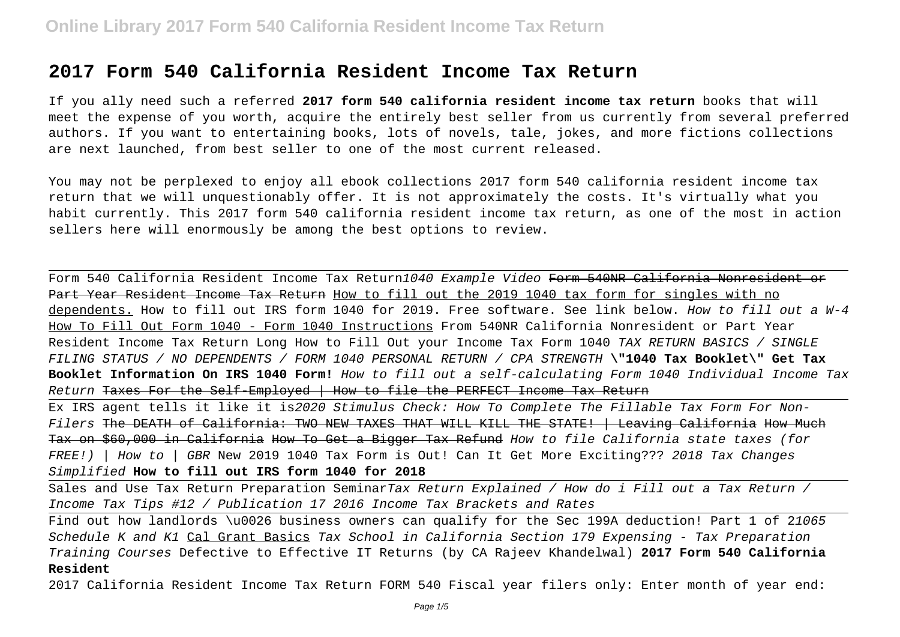# 2017 Form 540 California Resident Income Tax Return

If you ally need such a referred **2017 form 540 california resident income tax return** books that will meet the expense of you worth, acquire the entirely best seller from us currently from several preferred authors. If you want to entertaining books, lots of novels, tale, jokes, and more fictions collections are next launched, from best seller to one of the most current released.

You may not be perplexed to enjoy all ebook collections 2017 form 540 california resident income tax return that we will unquestionably offer. It is not approximately the costs. It's virtually what you habit currently. This 2017 form 540 california resident income tax return, as one of the most in action sellers here will enormously be among the best options to review.

---

Form 540 California Resident Income Tax Return *1040 Example Video* ~~Form 540NR California Nonresident or Part Year Resident Income Tax Return~~ How to fill out the 2019 1040 tax form for singles with no dependents. How to fill out IRS form 1040 for 2019. Free software. See link below. *How to fill out a W-4* How To Fill Out Form 1040 - Form 1040 Instructions From 540NR California Nonresident or Part Year Resident Income Tax Return Long How to Fill Out your Income Tax Form 1040 *TAX RETURN BASICS / SINGLE FILING STATUS / NO DEPENDENTS / FORM 1040 PERSONAL RETURN / CPA STRENGTH* **\"1040 Tax Booklet\" Get Tax Booklet Information On IRS 1040 Form!** *How to fill out a self-calculating Form 1040 Individual Income Tax Return* ~~Taxes For the Self-Employed | How to file the PERFECT Income Tax Return~~

---

Ex IRS agent tells it like it is*2020 Stimulus Check: How To Complete The Fillable Tax Form For Non-Filers* ~~The DEATH of California: TWO NEW TAXES THAT WILL KILL THE STATE! | Leaving California~~ ~~How Much Tax on $60,000 in California~~ ~~How To Get a Bigger Tax Refund~~ *How to file California state taxes (for FREE!) | How to | GBR* New 2019 1040 Tax Form is Out! Can It Get More Exciting??? *2018 Tax Changes Simplified* **How to fill out IRS form 1040 for 2018**

---

Sales and Use Tax Return Preparation Seminar*Tax Return Explained / How do i Fill out a Tax Return / Income Tax Tips #12 / Publication 17 2016 Income Tax Brackets and Rates*

---

Find out how landlords \u0026 business owners can qualify for the Sec 199A deduction! Part 1 of 2*1065 Schedule K and K1* Cal Grant Basics *Tax School in California Section 179 Expensing - Tax Preparation Training Courses* Defective to Effective IT Returns (by CA Rajeev Khandelwal) **2017 Form 540 California Resident**

2017 California Resident Income Tax Return FORM 540 Fiscal year filers only: Enter month of year end: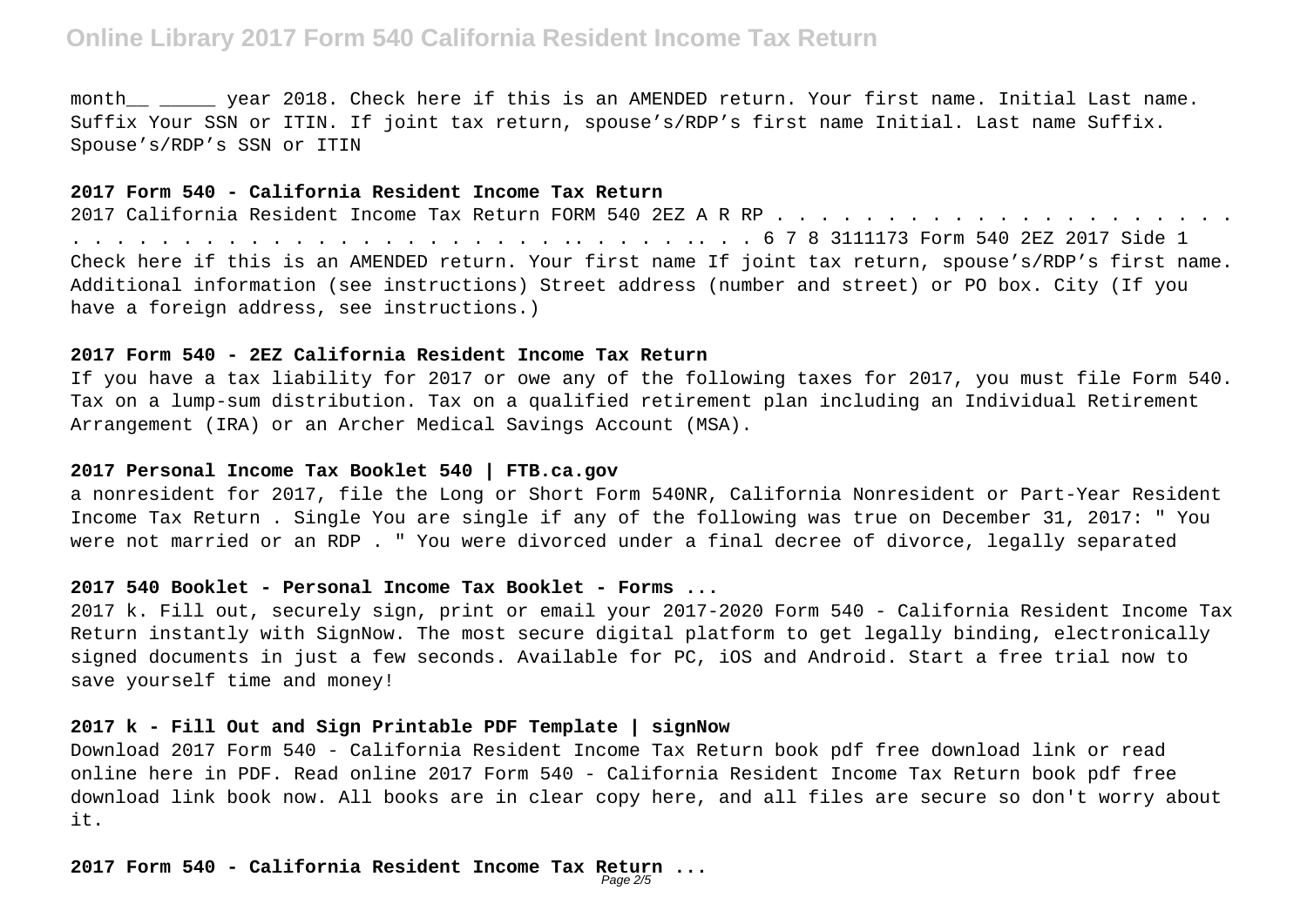month__ _____ year 2018. Check here if this is an AMENDED return. Your first name. Initial Last name. Suffix Your SSN or ITIN. If joint tax return, spouse's/RDP's first name Initial. Last name Suffix. Spouse's/RDP's SSN or ITIN

**2017 Form 540 - California Resident Income Tax Return**

2017 California Resident Income Tax Return FORM 540 2EZ A R RP . . . . . . . . . . . . . . . . . . . . . . . . . . . . . . . . . . . . . . . . . . . . . . . . . . . . .. . . . . . . . 6 7 8 3111173 Form 540 2EZ 2017 Side 1 Check here if this is an AMENDED return. Your first name If joint tax return, spouse's/RDP's first name. Additional information (see instructions) Street address (number and street) or PO box. City (If you have a foreign address, see instructions.)

**2017 Form 540 - 2EZ California Resident Income Tax Return**

If you have a tax liability for 2017 or owe any of the following taxes for 2017, you must file Form 540. Tax on a lump-sum distribution. Tax on a qualified retirement plan including an Individual Retirement Arrangement (IRA) or an Archer Medical Savings Account (MSA).

**2017 Personal Income Tax Booklet 540 | FTB.ca.gov**

a nonresident for 2017, file the Long or Short Form 540NR, California Nonresident or Part-Year Resident Income Tax Return . Single You are single if any of the following was true on December 31, 2017: " You were not married or an RDP . " You were divorced under a final decree of divorce, legally separated

**2017 540 Booklet - Personal Income Tax Booklet - Forms ...**

2017 k. Fill out, securely sign, print or email your 2017-2020 Form 540 - California Resident Income Tax Return instantly with SignNow. The most secure digital platform to get legally binding, electronically signed documents in just a few seconds. Available for PC, iOS and Android. Start a free trial now to save yourself time and money!

**2017 k - Fill Out and Sign Printable PDF Template | signNow**

Download 2017 Form 540 - California Resident Income Tax Return book pdf free download link or read online here in PDF. Read online 2017 Form 540 - California Resident Income Tax Return book pdf free download link book now. All books are in clear copy here, and all files are secure so don't worry about it.

**2017 Form 540 - California Resident Income Tax Return ...**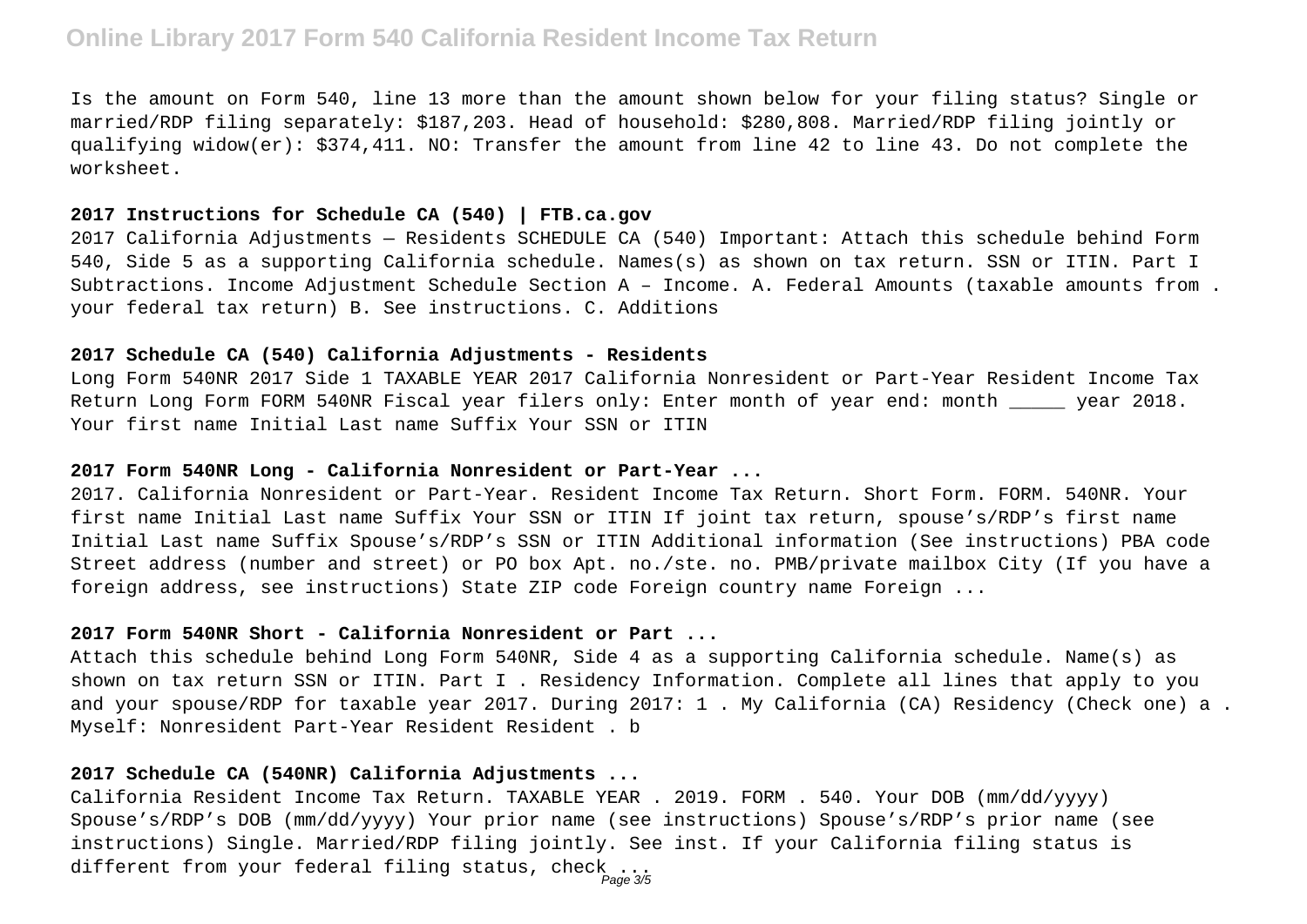Is the amount on Form 540, line 13 more than the amount shown below for your filing status? Single or married/RDP filing separately: $187,203. Head of household: $280,808. Married/RDP filing jointly or qualifying widow(er): $374,411. NO: Transfer the amount from line 42 to line 43. Do not complete the worksheet.

### 2017 Instructions for Schedule CA (540) | FTB.ca.gov

2017 California Adjustments — Residents SCHEDULE CA (540) Important: Attach this schedule behind Form 540, Side 5 as a supporting California schedule. Names(s) as shown on tax return. SSN or ITIN. Part I Subtractions. Income Adjustment Schedule Section A – Income. A. Federal Amounts (taxable amounts from . your federal tax return) B. See instructions. C. Additions

### 2017 Schedule CA (540) California Adjustments - Residents

Long Form 540NR 2017 Side 1 TAXABLE YEAR 2017 California Nonresident or Part-Year Resident Income Tax Return Long Form FORM 540NR Fiscal year filers only: Enter month of year end: month _____ year 2018. Your first name Initial Last name Suffix Your SSN or ITIN

### 2017 Form 540NR Long - California Nonresident or Part-Year ...

2017. California Nonresident or Part-Year. Resident Income Tax Return. Short Form. FORM. 540NR. Your first name Initial Last name Suffix Your SSN or ITIN If joint tax return, spouse's/RDP's first name Initial Last name Suffix Spouse's/RDP's SSN or ITIN Additional information (See instructions) PBA code Street address (number and street) or PO box Apt. no./ste. no. PMB/private mailbox City (If you have a foreign address, see instructions) State ZIP code Foreign country name Foreign ...

### 2017 Form 540NR Short - California Nonresident or Part ...

Attach this schedule behind Long Form 540NR, Side 4 as a supporting California schedule. Name(s) as shown on tax return SSN or ITIN. Part I . Residency Information. Complete all lines that apply to you and your spouse/RDP for taxable year 2017. During 2017: 1 . My California (CA) Residency (Check one) a . Myself: Nonresident Part-Year Resident Resident . b

### 2017 Schedule CA (540NR) California Adjustments ...

California Resident Income Tax Return. TAXABLE YEAR . 2019. FORM . 540. Your DOB (mm/dd/yyyy) Spouse's/RDP's DOB (mm/dd/yyyy) Your prior name (see instructions) Spouse's/RDP's prior name (see instructions) Single. Married/RDP filing jointly. See inst. If your California filing status is different from your federal filing status, check ...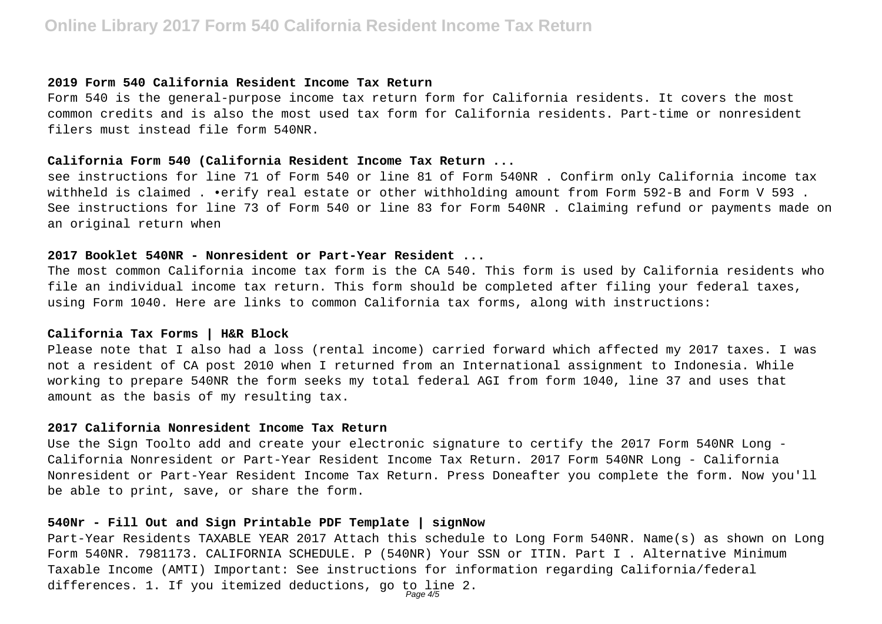### 2019 Form 540 California Resident Income Tax Return

Form 540 is the general-purpose income tax return form for California residents. It covers the most common credits and is also the most used tax form for California residents. Part-time or nonresident filers must instead file form 540NR.

### California Form 540 (California Resident Income Tax Return ...

see instructions for line 71 of Form 540 or line 81 of Form 540NR . Confirm only California income tax withheld is claimed . •erify real estate or other withholding amount from Form 592-B and Form V 593 . See instructions for line 73 of Form 540 or line 83 for Form 540NR . Claiming refund or payments made on an original return when

### 2017 Booklet 540NR - Nonresident or Part-Year Resident ...

The most common California income tax form is the CA 540. This form is used by California residents who file an individual income tax return. This form should be completed after filing your federal taxes, using Form 1040. Here are links to common California tax forms, along with instructions:

### California Tax Forms | H&R Block

Please note that I also had a loss (rental income) carried forward which affected my 2017 taxes. I was not a resident of CA post 2010 when I returned from an International assignment to Indonesia. While working to prepare 540NR the form seeks my total federal AGI from form 1040, line 37 and uses that amount as the basis of my resulting tax.

### 2017 California Nonresident Income Tax Return

Use the Sign Toolto add and create your electronic signature to certify the 2017 Form 540NR Long - California Nonresident or Part-Year Resident Income Tax Return. 2017 Form 540NR Long - California Nonresident or Part-Year Resident Income Tax Return. Press Doneafter you complete the form. Now you'll be able to print, save, or share the form.

### 540Nr - Fill Out and Sign Printable PDF Template | signNow

Part-Year Residents TAXABLE YEAR 2017 Attach this schedule to Long Form 540NR. Name(s) as shown on Long Form 540NR. 7981173. CALIFORNIA SCHEDULE. P (540NR) Your SSN or ITIN. Part I . Alternative Minimum Taxable Income (AMTI) Important: See instructions for information regarding California/federal differences. 1. If you itemized deductions, go to line 2.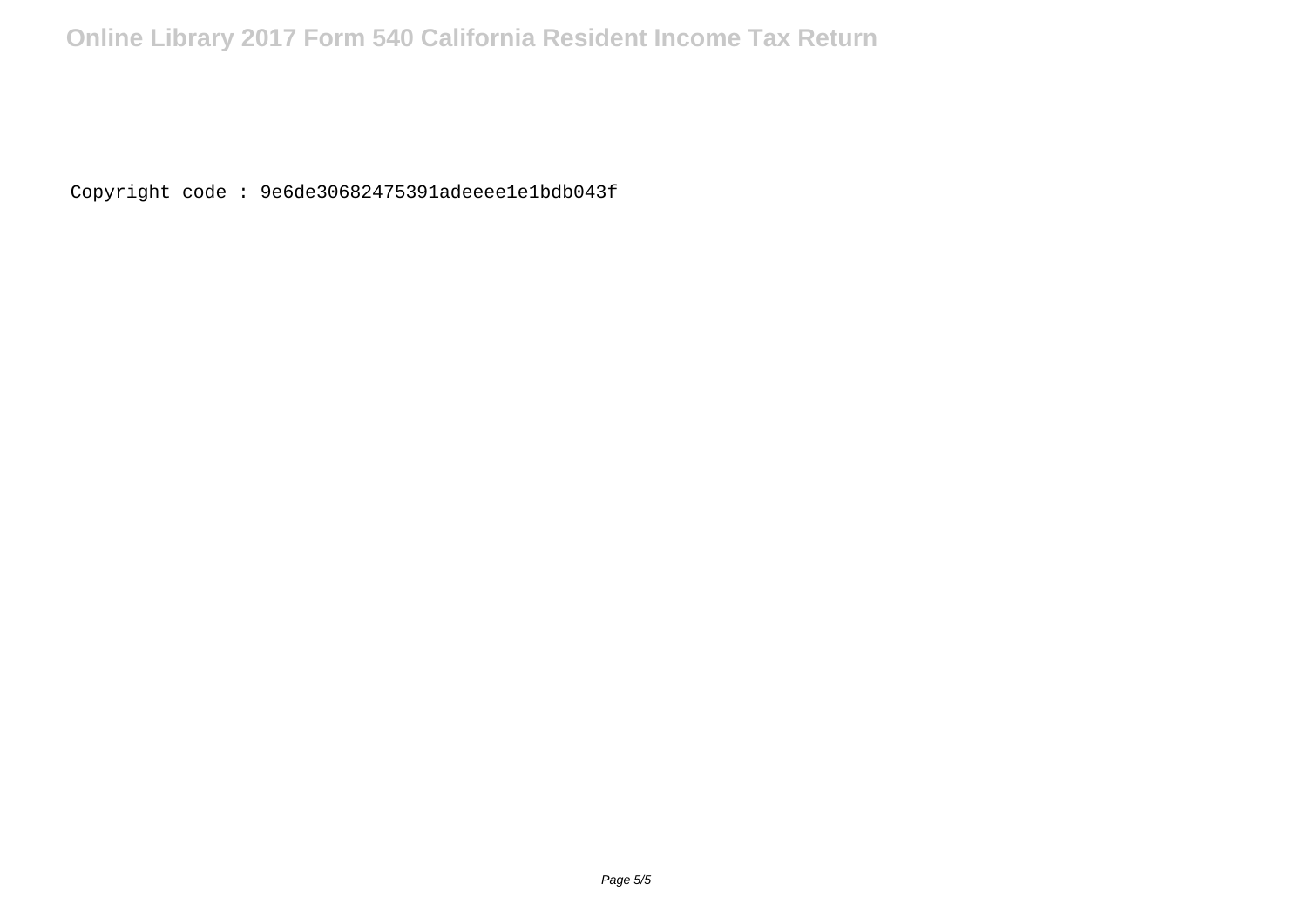Copyright code : 9e6de30682475391adeeee1e1bdb043f